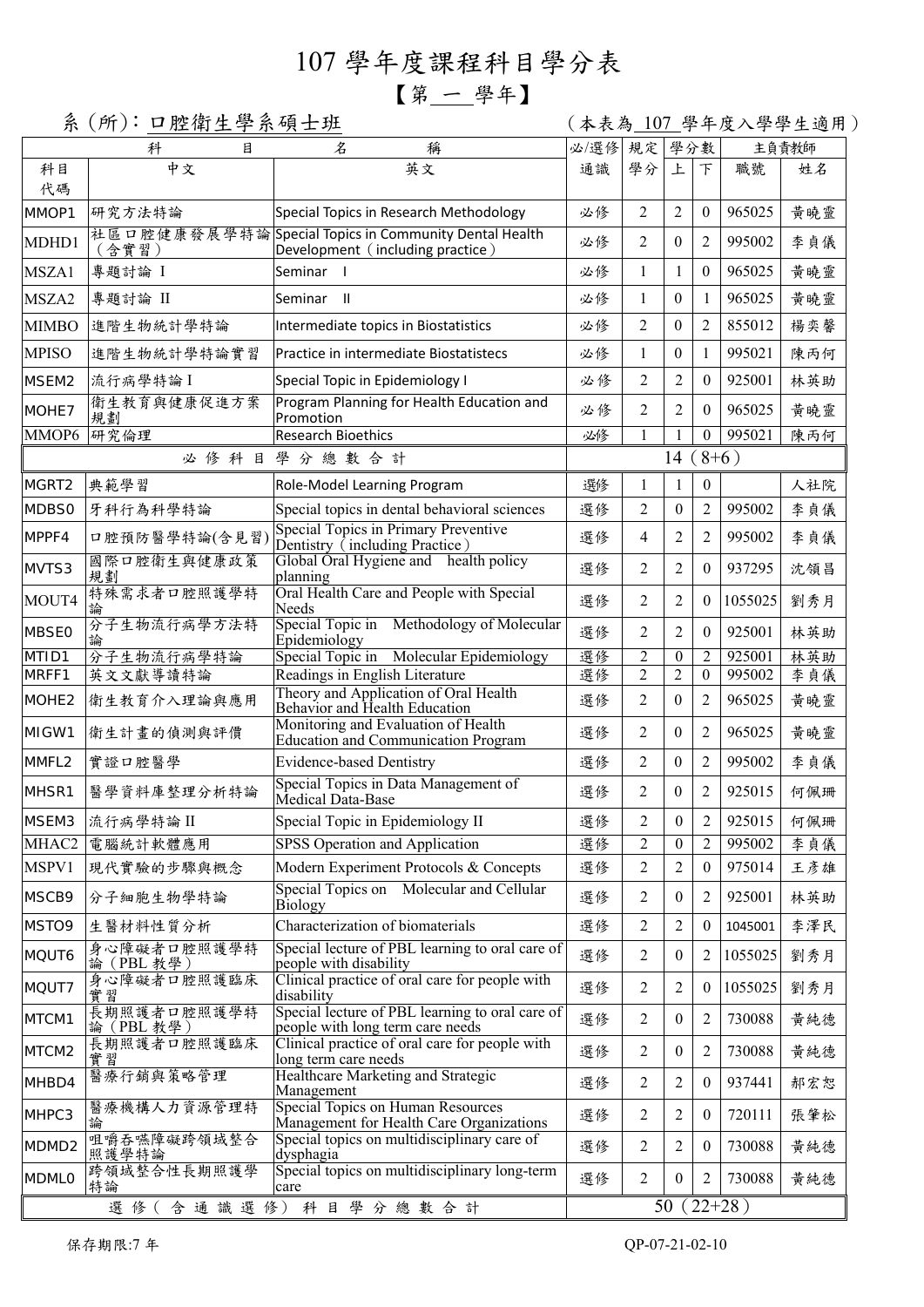# 107 學年度課程科目學分表

## 【第 一 學年】

系 (所)：口腔衛生學系碩士班　　　　(本表為 107 學年度入學學生適用)

| 科目代碼 | 中文 | 英文 | 必/選修通識 | 規定學分 | 學分數 上 | 學分數 下 | 主負責教師 職號 | 主負責教師 姓名 |
|---|---|---|---|---|---|---|---|---|
| MMOP1 | 研究方法特論 | Special Topics in Research Methodology | 必修 | 2 | 2 | 0 | 965025 | 黃曉靈 |
| MDHD1 | 社區口腔健康發展學特論（含實習） | Special Topics in Community Dental Health Development（including practice） | 必修 | 2 | 0 | 2 | 995002 | 李貞儀 |
| MSZA1 | 專題討論 I | Seminar I | 必修 | 1 | 1 | 0 | 965025 | 黃曉靈 |
| MSZA2 | 專題討論 II | Seminar II | 必修 | 1 | 0 | 1 | 965025 | 黃曉靈 |
| MIMBO | 進階生物統計學特論 | Intermediate topics in Biostatistics | 必修 | 2 | 0 | 2 | 855012 | 楊奕馨 |
| MPISO | 進階生物統計學特論實習 | Practice in intermediate Biostatistecs | 必修 | 1 | 0 | 1 | 995021 | 陳丙何 |
| MSEM2 | 流行病學特論 I | Special Topic in Epidemiology I | 必修 | 2 | 2 | 0 | 925001 | 林英助 |
| MOHE7 | 衛生教育與健康促進方案規劃 | Program Planning for Health Education and Promotion | 必修 | 2 | 2 | 0 | 965025 | 黃曉靈 |
| MMOP6 | 研究倫理 | Research Bioethics | 必修 | 1 | 1 | 0 | 995021 | 陳丙何 |
| 必修科目學分總數合計 | | | 14（8+6） | | | | | |
| MGRT2 | 典範學習 | Role-Model Learning Program | 選修 | 1 | 1 | 0 | | 人社院 |
| MDBS0 | 牙科行為科學特論 | Special topics in dental behavioral sciences | 選修 | 2 | 0 | 2 | 995002 | 李貞儀 |
| MPPF4 | 口腔預防醫學特論(含見習) | Special Topics in Primary Preventive Dentistry（including Practice） | 選修 | 4 | 2 | 2 | 995002 | 李貞儀 |
| MVTS3 | 國際口腔衛生與健康政策規劃 | Global Oral Hygiene and health policy planning | 選修 | 2 | 2 | 0 | 937295 | 沈領昌 |
| MOUT4 | 特殊需求者口腔照護學特論 | Oral Health Care and People with Special Needs | 選修 | 2 | 2 | 0 | 1055025 | 劉秀月 |
| MBSE0 | 分子生物流行病學方法特論 | Special Topic in Methodology of Molecular Epidemiology | 選修 | 2 | 2 | 0 | 925001 | 林英助 |
| MTID1 | 分子生物流行病學特論 | Special Topic in Molecular Epidemiology | 選修 | 2 | 0 | 2 | 925001 | 林英助 |
| MRFF1 | 英文文獻導讀特論 | Readings in English Literature | 選修 | 2 | 2 | 0 | 995002 | 李貞儀 |
| MOHE2 | 衛生教育介入理論與應用 | Theory and Application of Oral Health Behavior and Health Education | 選修 | 2 | 0 | 2 | 965025 | 黃曉靈 |
| MIGW1 | 衛生計畫的偵測與評價 | Monitoring and Evaluation of Health Education and Communication Program | 選修 | 2 | 0 | 2 | 965025 | 黃曉靈 |
| MMFL2 | 實證口腔醫學 | Evidence-based Dentistry | 選修 | 2 | 0 | 2 | 995002 | 李貞儀 |
| MHSR1 | 醫學資料庫整理分析特論 | Special Topics in Data Management of Medical Data-Base | 選修 | 2 | 0 | 2 | 925015 | 何佩珊 |
| MSEM3 | 流行病學特論 II | Special Topic in Epidemiology II | 選修 | 2 | 0 | 2 | 925015 | 何佩珊 |
| MHAC2 | 電腦統計軟體應用 | SPSS Operation and Application | 選修 | 2 | 0 | 2 | 995002 | 李貞儀 |
| MSPV1 | 現代實驗的步驟與概念 | Modern Experiment Protocols & Concepts | 選修 | 2 | 2 | 0 | 975014 | 王彥雄 |
| MSCB9 | 分子細胞生物學特論 | Special Topics on Molecular and Cellular Biology | 選修 | 2 | 0 | 2 | 925001 | 林英助 |
| MSTO9 | 生醫材料性質分析 | Characterization of biomaterials | 選修 | 2 | 2 | 0 | 1045001 | 李澤民 |
| MQUT6 | 身心障礙者口腔照護學特論（PBL 教學） | Special lecture of PBL learning to oral care of people with disability | 選修 | 2 | 0 | 2 | 1055025 | 劉秀月 |
| MQUT7 | 身心障礙者口腔照護臨床實習 | Clinical practice of oral care for people with disability | 選修 | 2 | 2 | 0 | 1055025 | 劉秀月 |
| MTCM1 | 長期照護者口腔照護學特論（PBL 教學） | Special lecture of PBL learning to oral care of people with long term care needs | 選修 | 2 | 0 | 2 | 730088 | 黃純德 |
| MTCM2 | 長期照護者口腔照護臨床實習 | Clinical practice of oral care for people with long term care needs | 選修 | 2 | 0 | 2 | 730088 | 黃純德 |
| MHBD4 | 醫療行銷與策略管理 | Healthcare Marketing and Strategic Management | 選修 | 2 | 2 | 0 | 937441 | 郝宏恕 |
| MHPC3 | 醫療機構人力資源管理特論 | Special Topics on Human Resources Management for Health Care Organizations | 選修 | 2 | 2 | 0 | 720111 | 張肇松 |
| MDMD2 | 咀嚼吞嚥障礙跨領域整合照護學特論 | Special topics on multidisciplinary care of dysphagia | 選修 | 2 | 2 | 0 | 730088 | 黃純德 |
| MDML0 | 跨領域整合性長期照護學特論 | Special topics on multidisciplinary long-term care | 選修 | 2 | 0 | 2 | 730088 | 黃純德 |
| 選修（含通識選修）科目學分總數合計 | | | 50（22+28） | | | | | |

保存期限:7 年　　　　QP-07-21-02-10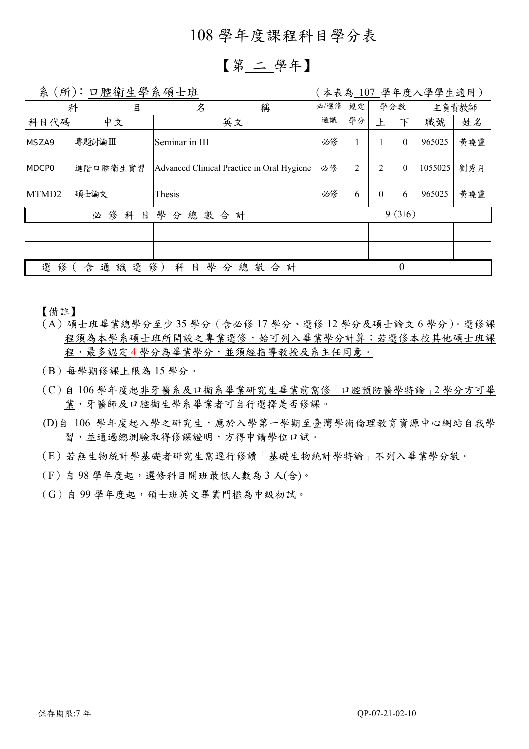# 108 學年度課程科目學分表

## 【第 二 學年】

系（所）：口腔衛生學系碩士班　　　　（本表為 107 學年度入學學生適用）

| 科目名稱 | | | 必/選修 通識 | 規定 學分 | 學分數 | | 主負責教師 | |
|---|---|---|---|---|---|---|---|---|
| 科目代碼 | 中文 | 英文 | | | 上 | 下 | 職號 | 姓名 |
| MSZA9 | 專題討論Ⅲ | Seminar in III | 必修 | 1 | 1 | 0 | 965025 | 黃曉靈 |
| MDCP0 | 進階口腔衛生實習 | Advanced Clinical Practice in Oral Hygiene | 必修 | 2 | 2 | 0 | 1055025 | 劉秀月 |
| MTMD2 | 碩士論文 | Thesis | 必修 | 6 | 0 | 6 | 965025 | 黃曉靈 |
| 必修科目學分總數合計 | | | 9 (3+6) | | | | | |
| | | | | | | | | |
| | | | | | | | | |
| 選修（含通識選修）科目學分總數合計 | | | 0 | | | | | |

【備註】

（A）碩士班畢業總學分至少 35 學分（含必修 17 學分、選修 12 學分及碩士論文 6 學分）。選修課程須為本學系碩士班所開設之專業選修，始可列入畢業學分計算；若選修本校其他碩士班課程，最多認定 4 學分為畢業學分，並須經指導教授及系主任同意。

（B）每學期修課上限為 15 學分。

（C）自 106 學年度起非牙醫系及口衛系畢業研究生畢業前需修「口腔預防醫學特論」2 學分方可畢業，牙醫師及口腔衛生學系畢業者可自行選擇是否修課。

(D)自 106 學年度起入學之研究生，應於入學第一學期至臺灣學術倫理教育資源中心網站自我學習，並通過總測驗取得修課證明，方得申請學位口試。

（E）若無生物統計學基礎者研究生需逕行修讀「基礎生物統計學特論」不列入畢業學分數。

（F）自 98 學年度起，選修科目開班最低人數為 3 人(含)。

（G）自 99 學年度起，碩士班英文畢業門檻為中級初試。

保存期限:7 年　　　　QP-07-21-02-10